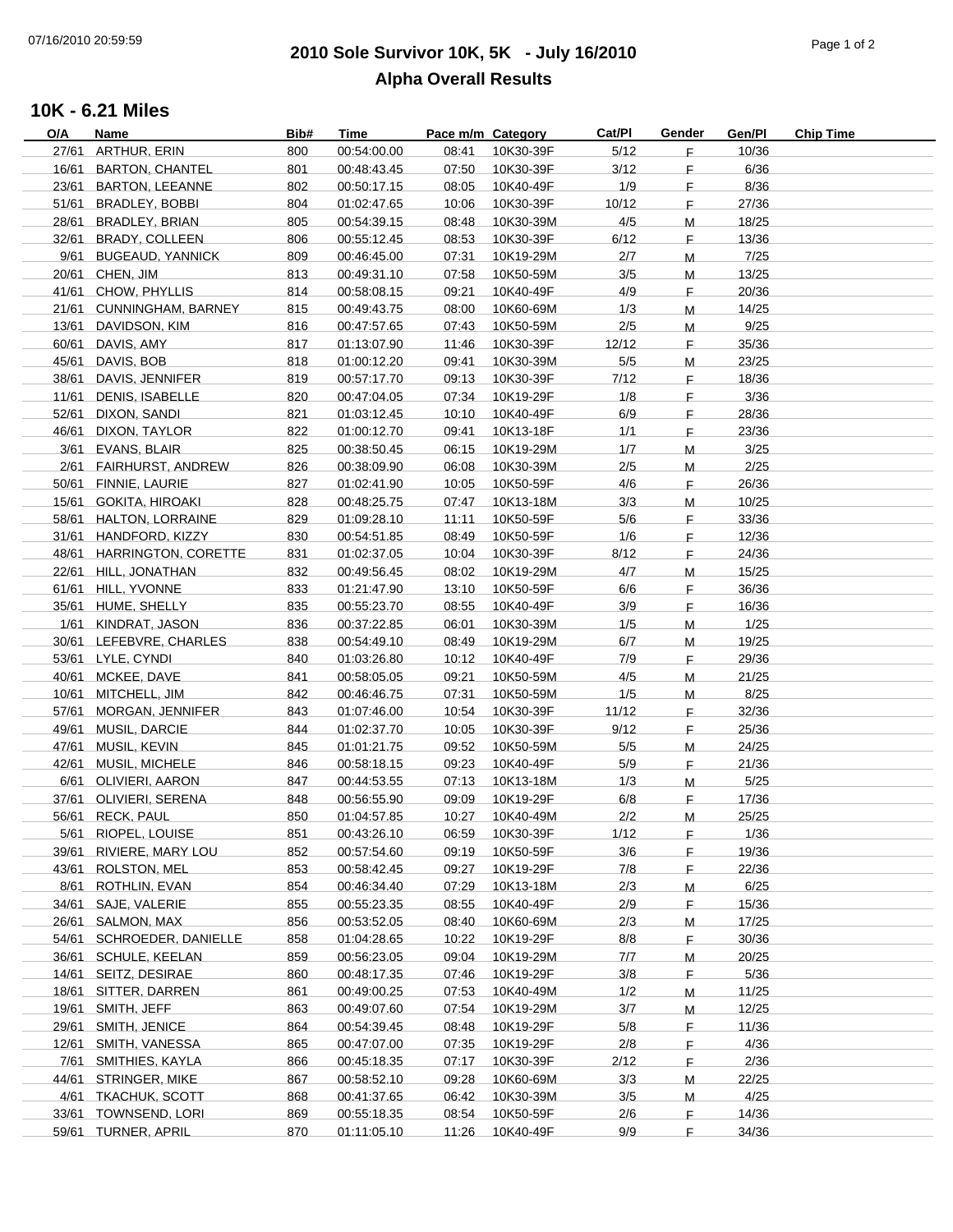# 2010 Sole Survivor 10K, 5K - July 16/2010

## Alpha Overall Results

### 10K - 6.21 Miles

| O/A | Name | Bib# | Time | Pace m/m | Category | Cat/Pl | Gender | Gen/Pl | Chip Time |
|---|---|---|---|---|---|---|---|---|---|
| 27/61 | ARTHUR, ERIN | 800 | 00:54:00.00 | 08:41 | 10K30-39F | 5/12 | F | 10/36 | |
| 16/61 | BARTON, CHANTEL | 801 | 00:48:43.45 | 07:50 | 10K30-39F | 3/12 | F | 6/36 | |
| 23/61 | BARTON, LEEANNE | 802 | 00:50:17.15 | 08:05 | 10K40-49F | 1/9 | F | 8/36 | |
| 51/61 | BRADLEY, BOBBI | 804 | 01:02:47.65 | 10:06 | 10K30-39F | 10/12 | F | 27/36 | |
| 28/61 | BRADLEY, BRIAN | 805 | 00:54:39.15 | 08:48 | 10K30-39M | 4/5 | M | 18/25 | |
| 32/61 | BRADY, COLLEEN | 806 | 00:55:12.45 | 08:53 | 10K30-39F | 6/12 | F | 13/36 | |
| 9/61 | BUGEAUD, YANNICK | 809 | 00:46:45.00 | 07:31 | 10K19-29M | 2/7 | M | 7/25 | |
| 20/61 | CHEN, JIM | 813 | 00:49:31.10 | 07:58 | 10K50-59M | 3/5 | M | 13/25 | |
| 41/61 | CHOW, PHYLLIS | 814 | 00:58:08.15 | 09:21 | 10K40-49F | 4/9 | F | 20/36 | |
| 21/61 | CUNNINGHAM, BARNEY | 815 | 00:49:43.75 | 08:00 | 10K60-69M | 1/3 | M | 14/25 | |
| 13/61 | DAVIDSON, KIM | 816 | 00:47:57.65 | 07:43 | 10K50-59M | 2/5 | M | 9/25 | |
| 60/61 | DAVIS, AMY | 817 | 01:13:07.90 | 11:46 | 10K30-39F | 12/12 | F | 35/36 | |
| 45/61 | DAVIS, BOB | 818 | 01:00:12.20 | 09:41 | 10K30-39M | 5/5 | M | 23/25 | |
| 38/61 | DAVIS, JENNIFER | 819 | 00:57:17.70 | 09:13 | 10K30-39F | 7/12 | F | 18/36 | |
| 11/61 | DENIS, ISABELLE | 820 | 00:47:04.05 | 07:34 | 10K19-29F | 1/8 | F | 3/36 | |
| 52/61 | DIXON, SANDI | 821 | 01:03:12.45 | 10:10 | 10K40-49F | 6/9 | F | 28/36 | |
| 46/61 | DIXON, TAYLOR | 822 | 01:00:12.70 | 09:41 | 10K13-18F | 1/1 | F | 23/36 | |
| 3/61 | EVANS, BLAIR | 825 | 00:38:50.45 | 06:15 | 10K19-29M | 1/7 | M | 3/25 | |
| 2/61 | FAIRHURST, ANDREW | 826 | 00:38:09.90 | 06:08 | 10K30-39M | 2/5 | M | 2/25 | |
| 50/61 | FINNIE, LAURIE | 827 | 01:02:41.90 | 10:05 | 10K50-59F | 4/6 | F | 26/36 | |
| 15/61 | GOKITA, HIROAKI | 828 | 00:48:25.75 | 07:47 | 10K13-18M | 3/3 | M | 10/25 | |
| 58/61 | HALTON, LORRAINE | 829 | 01:09:28.10 | 11:11 | 10K50-59F | 5/6 | F | 33/36 | |
| 31/61 | HANDFORD, KIZZY | 830 | 00:54:51.85 | 08:49 | 10K50-59F | 1/6 | F | 12/36 | |
| 48/61 | HARRINGTON, CORETTE | 831 | 01:02:37.05 | 10:04 | 10K30-39F | 8/12 | F | 24/36 | |
| 22/61 | HILL, JONATHAN | 832 | 00:49:56.45 | 08:02 | 10K19-29M | 4/7 | M | 15/25 | |
| 61/61 | HILL, YVONNE | 833 | 01:21:47.90 | 13:10 | 10K50-59F | 6/6 | F | 36/36 | |
| 35/61 | HUME, SHELLY | 835 | 00:55:23.70 | 08:55 | 10K40-49F | 3/9 | F | 16/36 | |
| 1/61 | KINDRAT, JASON | 836 | 00:37:22.85 | 06:01 | 10K30-39M | 1/5 | M | 1/25 | |
| 30/61 | LEFEBVRE, CHARLES | 838 | 00:54:49.10 | 08:49 | 10K19-29M | 6/7 | M | 19/25 | |
| 53/61 | LYLE, CYNDI | 840 | 01:03:26.80 | 10:12 | 10K40-49F | 7/9 | F | 29/36 | |
| 40/61 | MCKEE, DAVE | 841 | 00:58:05.05 | 09:21 | 10K50-59M | 4/5 | M | 21/25 | |
| 10/61 | MITCHELL, JIM | 842 | 00:46:46.75 | 07:31 | 10K50-59M | 1/5 | M | 8/25 | |
| 57/61 | MORGAN, JENNIFER | 843 | 01:07:46.00 | 10:54 | 10K30-39F | 11/12 | F | 32/36 | |
| 49/61 | MUSIL, DARCIE | 844 | 01:02:37.70 | 10:05 | 10K30-39F | 9/12 | F | 25/36 | |
| 47/61 | MUSIL, KEVIN | 845 | 01:01:21.75 | 09:52 | 10K50-59M | 5/5 | M | 24/25 | |
| 42/61 | MUSIL, MICHELE | 846 | 00:58:18.15 | 09:23 | 10K40-49F | 5/9 | F | 21/36 | |
| 6/61 | OLIVIERI, AARON | 847 | 00:44:53.55 | 07:13 | 10K13-18M | 1/3 | M | 5/25 | |
| 37/61 | OLIVIERI, SERENA | 848 | 00:56:55.90 | 09:09 | 10K19-29F | 6/8 | F | 17/36 | |
| 56/61 | RECK, PAUL | 850 | 01:04:57.85 | 10:27 | 10K40-49M | 2/2 | M | 25/25 | |
| 5/61 | RIOPEL, LOUISE | 851 | 00:43:26.10 | 06:59 | 10K30-39F | 1/12 | F | 1/36 | |
| 39/61 | RIVIERE, MARY LOU | 852 | 00:57:54.60 | 09:19 | 10K50-59F | 3/6 | F | 19/36 | |
| 43/61 | ROLSTON, MEL | 853 | 00:58:42.45 | 09:27 | 10K19-29F | 7/8 | F | 22/36 | |
| 8/61 | ROTHLIN, EVAN | 854 | 00:46:34.40 | 07:29 | 10K13-18M | 2/3 | M | 6/25 | |
| 34/61 | SAJE, VALERIE | 855 | 00:55:23.35 | 08:55 | 10K40-49F | 2/9 | F | 15/36 | |
| 26/61 | SALMON, MAX | 856 | 00:53:52.05 | 08:40 | 10K60-69M | 2/3 | M | 17/25 | |
| 54/61 | SCHROEDER, DANIELLE | 858 | 01:04:28.65 | 10:22 | 10K19-29F | 8/8 | F | 30/36 | |
| 36/61 | SCHULE, KEELAN | 859 | 00:56:23.05 | 09:04 | 10K19-29M | 7/7 | M | 20/25 | |
| 14/61 | SEITZ, DESIRAE | 860 | 00:48:17.35 | 07:46 | 10K19-29F | 3/8 | F | 5/36 | |
| 18/61 | SITTER, DARREN | 861 | 00:49:00.25 | 07:53 | 10K40-49M | 1/2 | M | 11/25 | |
| 19/61 | SMITH, JEFF | 863 | 00:49:07.60 | 07:54 | 10K19-29M | 3/7 | M | 12/25 | |
| 29/61 | SMITH, JENICE | 864 | 00:54:39.45 | 08:48 | 10K19-29F | 5/8 | F | 11/36 | |
| 12/61 | SMITH, VANESSA | 865 | 00:47:07.00 | 07:35 | 10K19-29F | 2/8 | F | 4/36 | |
| 7/61 | SMITHIES, KAYLA | 866 | 00:45:18.35 | 07:17 | 10K30-39F | 2/12 | F | 2/36 | |
| 44/61 | STRINGER, MIKE | 867 | 00:58:52.10 | 09:28 | 10K60-69M | 3/3 | M | 22/25 | |
| 4/61 | TKACHUK, SCOTT | 868 | 00:41:37.65 | 06:42 | 10K30-39M | 3/5 | M | 4/25 | |
| 33/61 | TOWNSEND, LORI | 869 | 00:55:18.35 | 08:54 | 10K50-59F | 2/6 | F | 14/36 | |
| 59/61 | TURNER, APRIL | 870 | 01:11:05.10 | 11:26 | 10K40-49F | 9/9 | F | 34/36 | |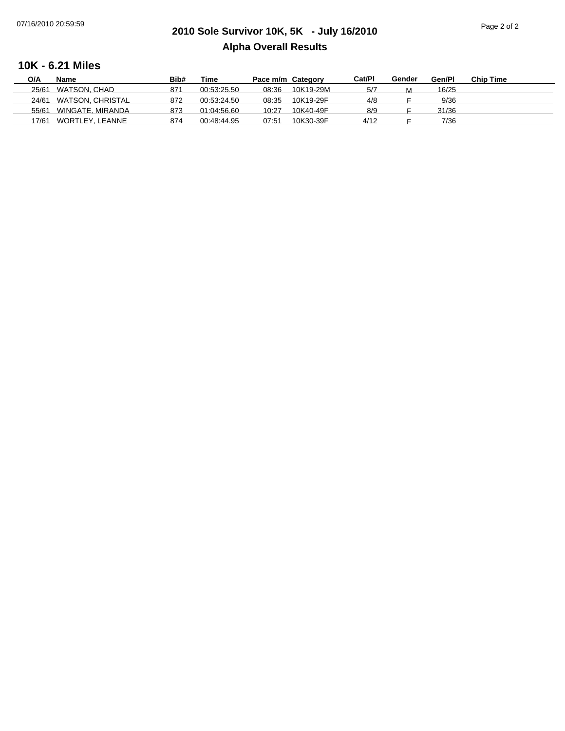## 2010 Sole Survivor 10K, 5K - July 16/2010

## Alpha Overall Results

### 10K - 6.21 Miles

| O/A | Name | Bib# | Time | Pace m/m | Category | Cat/Pl | Gender | Gen/Pl | Chip Time |
|---|---|---|---|---|---|---|---|---|---|
| 25/61 | WATSON, CHAD | 871 | 00:53:25.50 | 08:36 | 10K19-29M | 5/7 | M | 16/25 | |
| 24/61 | WATSON, CHRISTAL | 872 | 00:53:24.50 | 08:35 | 10K19-29F | 4/8 | F | 9/36 | |
| 55/61 | WINGATE, MIRANDA | 873 | 01:04:56.60 | 10:27 | 10K40-49F | 8/9 | F | 31/36 | |
| 17/61 | WORTLEY, LEANNE | 874 | 00:48:44.95 | 07:51 | 10K30-39F | 4/12 | F | 7/36 | |